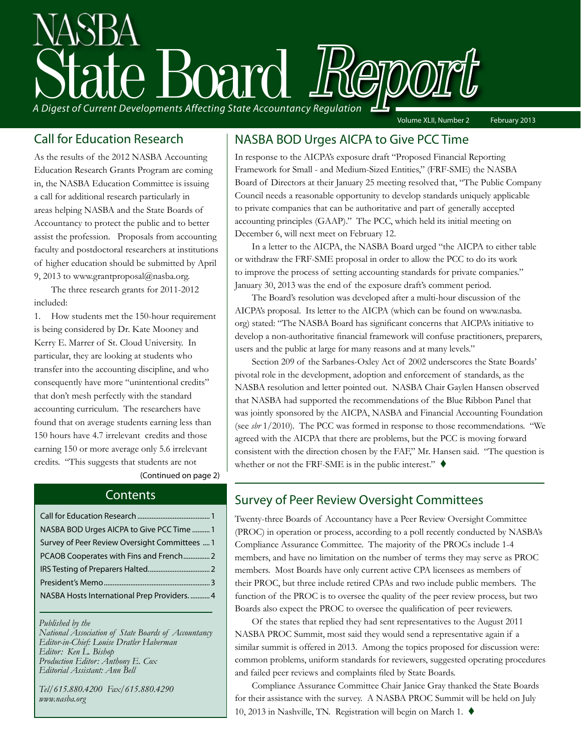# NASBA State Board *Report*

*A Digest of Current Developments Affecting State Accountancy Regulation*

Volume XLII, Number 2 February 2013

## Call for Education Research

As the results of the 2012 NASBA Accounting Education Research Grants Program are coming in, the NASBA Education Committee is issuing a call for additional research particularly in areas helping NASBA and the State Boards of Accountancy to protect the public and to better assist the profession. Proposals from accounting faculty and postdoctoral researchers at institutions of higher education should be submitted by April 9, 2013 to www.grantproposal@nasba.org.

The three research grants for 2011-2012 included:

1. How students met the 150-hour requirement is being considered by Dr. Kate Mooney and Kerry E. Marrer of St. Cloud University. In particular, they are looking at students who transfer into the accounting discipline, and who consequently have more "unintentional credits" that don't mesh perfectly with the standard accounting curriculum. The researchers have found that on average students earning less than 150 hours have 4.7 irrelevant credits and those earning 150 or more average only 5.6 irrelevant credits. "This suggests that students are not

(Continued on page 2)

## NASBA BOD Urges AICPA to Give PCC Time

In response to the AICPA's exposure draft "Proposed Financial Reporting Framework for Small - and Medium-Sized Entities," (FRF-SME) the NASBA Board of Directors at their January 25 meeting resolved that, "The Public Company Council needs a reasonable opportunity to develop standards uniquely applicable to private companies that can be authoritative and part of generally accepted accounting principles (GAAP)." The PCC, which held its initial meeting on December 6, will next meet on February 12.

In a letter to the AICPA, the NASBA Board urged "the AICPA to either table or withdraw the FRF-SME proposal in order to allow the PCC to do its work to improve the process of setting accounting standards for private companies." January 30, 2013 was the end of the exposure draft's comment period.

The Board's resolution was developed after a multi-hour discussion of the AICPA's proposal. Its letter to the AICPA (which can be found on www.nasba.org) stated: "The NASBA Board has significant concerns that AICPA's initiative to develop a non-authoritative financial framework will confuse practitioners, preparers, users and the public at large for many reasons and at many levels."

Section 209 of the Sarbanes-Oxley Act of 2002 underscores the State Boards' pivotal role in the development, adoption and enforcement of standards, as the NASBA resolution and letter pointed out. NASBA Chair Gaylen Hansen observed that NASBA had supported the recommendations of the Blue Ribbon Panel that was jointly sponsored by the AICPA, NASBA and Financial Accounting Foundation (see *sbr* 1/2010). The PCC was formed in response to those recommendations. "We agreed with the AICPA that there are problems, but the PCC is moving forward consistent with the direction chosen by the FAF," Mr. Hansen said. "The question is whether or not the FRF-SME is in the public interest." ♦

## Contents

- Call for Education Research ........ 1
- NASBA BOD Urges AICPA to Give PCC Time ........ 1
- Survey of Peer Review Oversight Committees ........ 1
- PCAOB Cooperates with Fins and French ........ 2
- IRS Testing of Preparers Halted ........ 2
- President's Memo ........ 3
- NASBA Hosts International Prep Providers ........ 4

*Published by the*
*National Association of State Boards of Accountancy*
*Editor-in-Chief: Louise Dratler Haberman*
*Editor: Ken L. Bishop*
*Production Editor: Anthony E. Cox*
*Editorial Assistant: Ann Bell*

*Tel/615.880.4200 Fax/615.880.4290*
*www.nasba.org*

## Survey of Peer Review Oversight Committees

Twenty-three Boards of Accountancy have a Peer Review Oversight Committee (PROC) in operation or process, according to a poll recently conducted by NASBA's Compliance Assurance Committee. The majority of the PROCs include 1-4 members, and have no limitation on the number of terms they may serve as PROC members. Most Boards have only current active CPA licensees as members of their PROC, but three include retired CPAs and two include public members. The function of the PROC is to oversee the quality of the peer review process, but two Boards also expect the PROC to oversee the qualification of peer reviewers.

Of the states that replied they had sent representatives to the August 2011 NASBA PROC Summit, most said they would send a representative again if a similar summit is offered in 2013. Among the topics proposed for discussion were: common problems, uniform standards for reviewers, suggested operating procedures and failed peer reviews and complaints filed by State Boards.

Compliance Assurance Committee Chair Janice Gray thanked the State Boards for their assistance with the survey. A NASBA PROC Summit will be held on July 10, 2013 in Nashville, TN. Registration will begin on March 1. ♦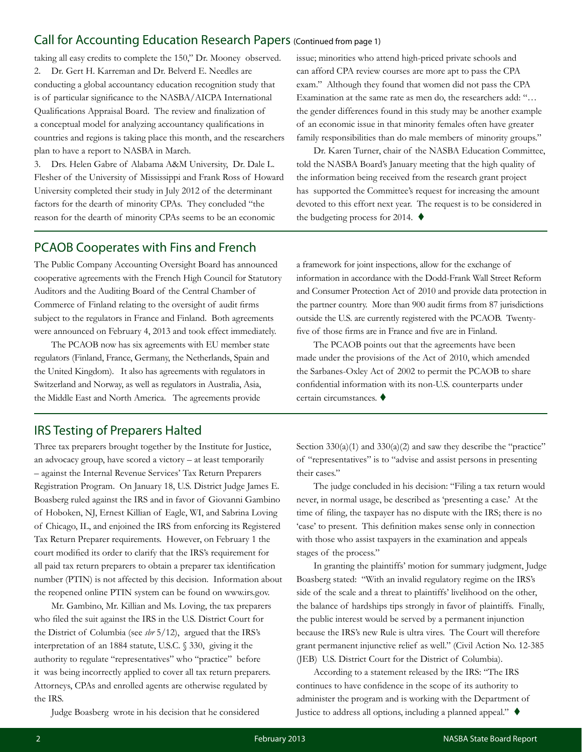## Call for Accounting Education Research Papers (Continued from page 1)

taking all easy credits to complete the 150," Dr. Mooney observed.

2. Dr. Gert H. Karreman and Dr. Belverd E. Needles are conducting a global accountancy education recognition study that is of particular significance to the NASBA/AICPA International Qualifications Appraisal Board. The review and finalization of a conceptual model for analyzing accountancy qualifications in countries and regions is taking place this month, and the researchers plan to have a report to NASBA in March.

3. Drs. Helen Gabre of Alabama A&M University, Dr. Dale L. Flesher of the University of Mississippi and Frank Ross of Howard University completed their study in July 2012 of the determinant factors for the dearth of minority CPAs. They concluded "the reason for the dearth of minority CPAs seems to be an economic issue; minorities who attend high-priced private schools and can afford CPA review courses are more apt to pass the CPA exam." Although they found that women did not pass the CPA Examination at the same rate as men do, the researchers add: "… the gender differences found in this study may be another example of an economic issue in that minority females often have greater family responsibilities than do male members of minority groups."

Dr. Karen Turner, chair of the NASBA Education Committee, told the NASBA Board's January meeting that the high quality of the information being received from the research grant project has supported the Committee's request for increasing the amount devoted to this effort next year. The request is to be considered in the budgeting process for 2014. ♦

## PCAOB Cooperates with Fins and French

The Public Company Accounting Oversight Board has announced cooperative agreements with the French High Council for Statutory Auditors and the Auditing Board of the Central Chamber of Commerce of Finland relating to the oversight of audit firms subject to the regulators in France and Finland. Both agreements were announced on February 4, 2013 and took effect immediately.

The PCAOB now has six agreements with EU member state regulators (Finland, France, Germany, the Netherlands, Spain and the United Kingdom). It also has agreements with regulators in Switzerland and Norway, as well as regulators in Australia, Asia, the Middle East and North America. The agreements provide a framework for joint inspections, allow for the exchange of information in accordance with the Dodd-Frank Wall Street Reform and Consumer Protection Act of 2010 and provide data protection in the partner country. More than 900 audit firms from 87 jurisdictions outside the U.S. are currently registered with the PCAOB. Twenty-five of those firms are in France and five are in Finland.

The PCAOB points out that the agreements have been made under the provisions of the Act of 2010, which amended the Sarbanes-Oxley Act of 2002 to permit the PCAOB to share confidential information with its non-U.S. counterparts under certain circumstances. ♦

## IRS Testing of Preparers Halted

Three tax preparers brought together by the Institute for Justice, an advocacy group, have scored a victory – at least temporarily – against the Internal Revenue Services' Tax Return Preparers Registration Program. On January 18, U.S. District Judge James E. Boasberg ruled against the IRS and in favor of Giovanni Gambino of Hoboken, NJ, Ernest Killian of Eagle, WI, and Sabrina Loving of Chicago, IL, and enjoined the IRS from enforcing its Registered Tax Return Preparer requirements. However, on February 1 the court modified its order to clarify that the IRS's requirement for all paid tax return preparers to obtain a preparer tax identification number (PTIN) is not affected by this decision. Information about the reopened online PTIN system can be found on www.irs.gov.

Mr. Gambino, Mr. Killian and Ms. Loving, the tax preparers who filed the suit against the IRS in the U.S. District Court for the District of Columbia (see *sbr* 5/12), argued that the IRS's interpretation of an 1884 statute, U.S.C. § 330, giving it the authority to regulate "representatives" who "practice" before it was being incorrectly applied to cover all tax return preparers. Attorneys, CPAs and enrolled agents are otherwise regulated by the IRS.

Judge Boasberg wrote in his decision that he considered Section 330(a)(1) and 330(a)(2) and saw they describe the "practice" of "representatives" is to "advise and assist persons in presenting their cases."

The judge concluded in his decision: "Filing a tax return would never, in normal usage, be described as 'presenting a case.' At the time of filing, the taxpayer has no dispute with the IRS; there is no 'case' to present. This definition makes sense only in connection with those who assist taxpayers in the examination and appeals stages of the process."

In granting the plaintiffs' motion for summary judgment, Judge Boasberg stated: "With an invalid regulatory regime on the IRS's side of the scale and a threat to plaintiffs' livelihood on the other, the balance of hardships tips strongly in favor of plaintiffs. Finally, the public interest would be served by a permanent injunction because the IRS's new Rule is ultra vires. The Court will therefore grant permanent injunctive relief as well." (Civil Action No. 12-385 (JEB) U.S. District Court for the District of Columbia).

According to a statement released by the IRS: "The IRS continues to have confidence in the scope of its authority to administer the program and is working with the Department of Justice to address all options, including a planned appeal." ♦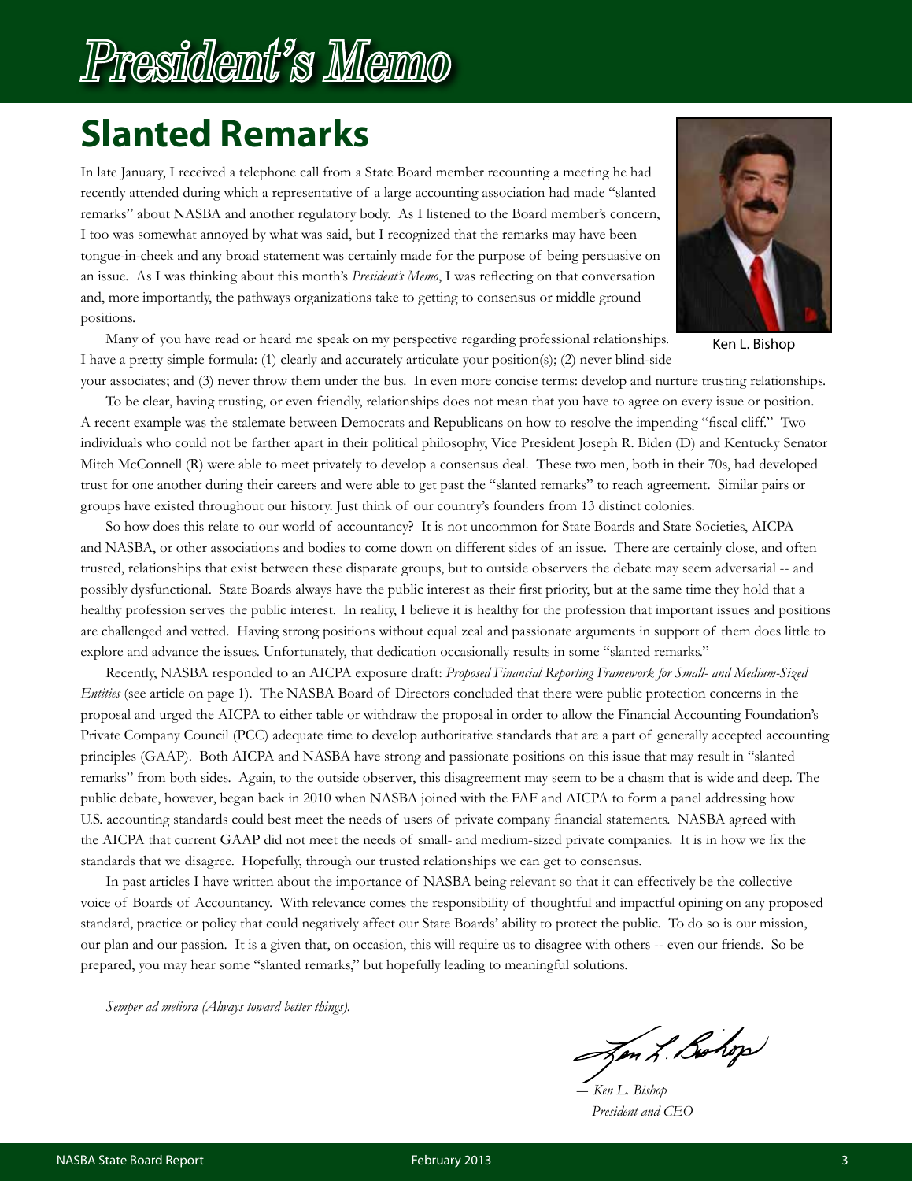# President's Memo

## Slanted Remarks

In late January, I received a telephone call from a State Board member recounting a meeting he had recently attended during which a representative of a large accounting association had made "slanted remarks" about NASBA and another regulatory body. As I listened to the Board member's concern, I too was somewhat annoyed by what was said, but I recognized that the remarks may have been tongue-in-cheek and any broad statement was certainly made for the purpose of being persuasive on an issue. As I was thinking about this month's *President's Memo*, I was reflecting on that conversation and, more importantly, the pathways organizations take to getting to consensus or middle ground positions.

Ken L. Bishop

Many of you have read or heard me speak on my perspective regarding professional relationships. I have a pretty simple formula: (1) clearly and accurately articulate your position(s); (2) never blind-side your associates; and (3) never throw them under the bus. In even more concise terms: develop and nurture trusting relationships.

To be clear, having trusting, or even friendly, relationships does not mean that you have to agree on every issue or position. A recent example was the stalemate between Democrats and Republicans on how to resolve the impending "fiscal cliff." Two individuals who could not be farther apart in their political philosophy, Vice President Joseph R. Biden (D) and Kentucky Senator Mitch McConnell (R) were able to meet privately to develop a consensus deal. These two men, both in their 70s, had developed trust for one another during their careers and were able to get past the "slanted remarks" to reach agreement. Similar pairs or groups have existed throughout our history. Just think of our country's founders from 13 distinct colonies.

So how does this relate to our world of accountancy? It is not uncommon for State Boards and State Societies, AICPA and NASBA, or other associations and bodies to come down on different sides of an issue. There are certainly close, and often trusted, relationships that exist between these disparate groups, but to outside observers the debate may seem adversarial -- and possibly dysfunctional. State Boards always have the public interest as their first priority, but at the same time they hold that a healthy profession serves the public interest. In reality, I believe it is healthy for the profession that important issues and positions are challenged and vetted. Having strong positions without equal zeal and passionate arguments in support of them does little to explore and advance the issues. Unfortunately, that dedication occasionally results in some "slanted remarks."

Recently, NASBA responded to an AICPA exposure draft: *Proposed Financial Reporting Framework for Small- and Medium-Sized Entities* (see article on page 1). The NASBA Board of Directors concluded that there were public protection concerns in the proposal and urged the AICPA to either table or withdraw the proposal in order to allow the Financial Accounting Foundation's Private Company Council (PCC) adequate time to develop authoritative standards that are a part of generally accepted accounting principles (GAAP). Both AICPA and NASBA have strong and passionate positions on this issue that may result in "slanted remarks" from both sides. Again, to the outside observer, this disagreement may seem to be a chasm that is wide and deep. The public debate, however, began back in 2010 when NASBA joined with the FAF and AICPA to form a panel addressing how U.S. accounting standards could best meet the needs of users of private company financial statements. NASBA agreed with the AICPA that current GAAP did not meet the needs of small- and medium-sized private companies. It is in how we fix the standards that we disagree. Hopefully, through our trusted relationships we can get to consensus.

In past articles I have written about the importance of NASBA being relevant so that it can effectively be the collective voice of Boards of Accountancy. With relevance comes the responsibility of thoughtful and impactful opining on any proposed standard, practice or policy that could negatively affect our State Boards' ability to protect the public. To do so is our mission, our plan and our passion. It is a given that, on occasion, this will require us to disagree with others -- even our friends. So be prepared, you may hear some "slanted remarks," but hopefully leading to meaningful solutions.

*Semper ad meliora (Always toward better things).*

*— Ken L. Bishop*
*President and CEO*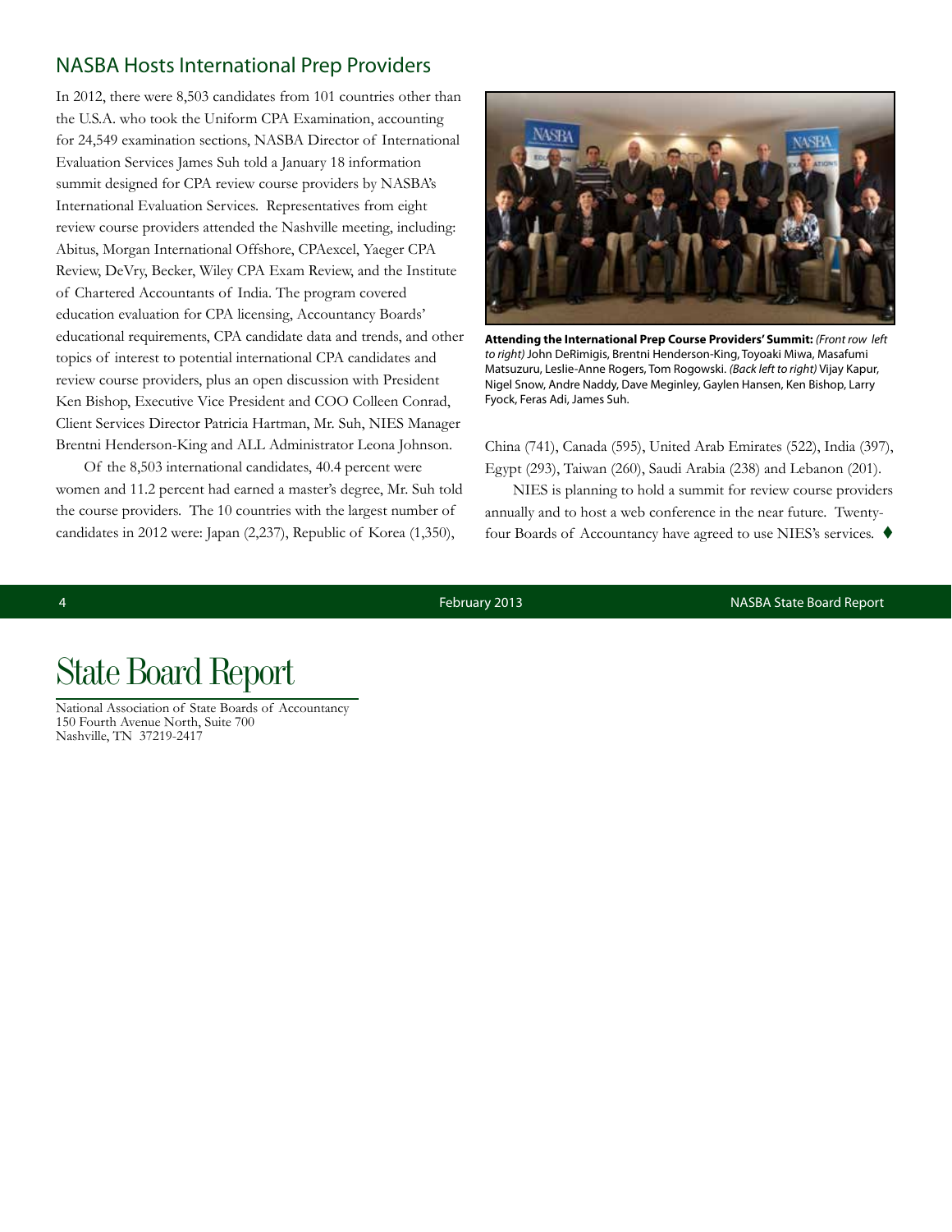## NASBA Hosts International Prep Providers

In 2012, there were 8,503 candidates from 101 countries other than the U.S.A. who took the Uniform CPA Examination, accounting for 24,549 examination sections, NASBA Director of International Evaluation Services James Suh told a January 18 information summit designed for CPA review course providers by NASBA's International Evaluation Services. Representatives from eight review course providers attended the Nashville meeting, including: Abitus, Morgan International Offshore, CPAexcel, Yaeger CPA Review, DeVry, Becker, Wiley CPA Exam Review, and the Institute of Chartered Accountants of India. The program covered education evaluation for CPA licensing, Accountancy Boards' educational requirements, CPA candidate data and trends, and other topics of interest to potential international CPA candidates and review course providers, plus an open discussion with President Ken Bishop, Executive Vice President and COO Colleen Conrad, Client Services Director Patricia Hartman, Mr. Suh, NIES Manager Brentni Henderson-King and ALL Administrator Leona Johnson.

Of the 8,503 international candidates, 40.4 percent were women and 11.2 percent had earned a master's degree, Mr. Suh told the course providers. The 10 countries with the largest number of candidates in 2012 were: Japan (2,237), Republic of Korea (1,350), China (741), Canada (595), United Arab Emirates (522), India (397), Egypt (293), Taiwan (260), Saudi Arabia (238) and Lebanon (201).

NIES is planning to hold a summit for review course providers annually and to host a web conference in the near future. Twenty-four Boards of Accountancy have agreed to use NIES's services. ♦

**Attending the International Prep Course Providers' Summit:** *(Front row left to right)* John DeRimigis, Brentni Henderson-King, Toyoaki Miwa, Masafumi Matsuzuru, Leslie-Anne Rogers, Tom Rogowski. *(Back left to right)* Vijay Kapur, Nigel Snow, Andre Naddy, Dave Meginley, Gaylen Hansen, Ken Bishop, Larry Fyock, Feras Adi, James Suh.

# State Board Report

National Association of State Boards of Accountancy
150 Fourth Avenue North, Suite 700
Nashville, TN 37219-2417